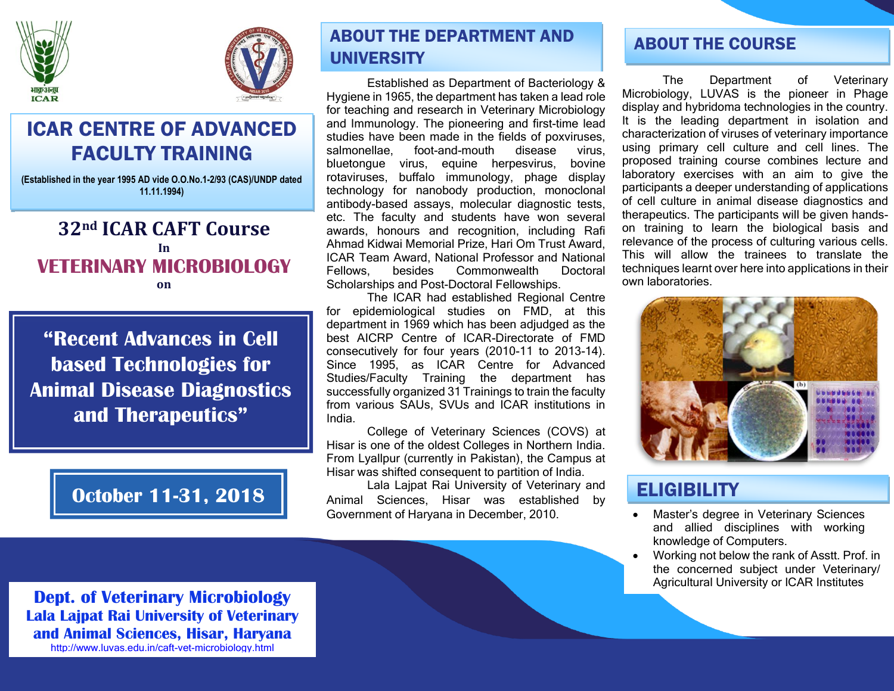# ICAR CENTRE OF ADVANCED FACULTY TRAINING

**(Established in the year 1995 AD vide O.O.No.1-2/93 (CAS)/UNDP dated 11.11.1994)**

## 32nd ICAR CAFT Course

In

## VETERINARY MICROBIOLOGY

on

## "Recent Advances in Cell based Technologies for Animal Disease Diagnostics and Therapeutics"

## October 11-31, 2018

**Dept. of Veterinary Microbiology**
**Lala Lajpat Rai University of Veterinary and Animal Sciences, Hisar, Haryana**
http://www.luvas.edu.in/caft-vet-microbiology.html

## ABOUT THE DEPARTMENT AND UNIVERSITY

Established as Department of Bacteriology & Hygiene in 1965, the department has taken a lead role for teaching and research in Veterinary Microbiology and Immunology. The pioneering and first-time lead studies have been made in the fields of poxviruses, salmonellae, foot-and-mouth disease virus, bluetongue virus, equine herpesvirus, bovine rotaviruses, buffalo immunology, phage display technology for nanobody production, monoclonal antibody-based assays, molecular diagnostic tests, etc. The faculty and students have won several awards, honours and recognition, including Rafi Ahmad Kidwai Memorial Prize, Hari Om Trust Award, ICAR Team Award, National Professor and National Fellows, besides Commonwealth Doctoral Scholarships and Post-Doctoral Fellowships.

The ICAR had established Regional Centre for epidemiological studies on FMD, at this department in 1969 which has been adjudged as the best AICRP Centre of ICAR-Directorate of FMD consecutively for four years (2010-11 to 2013-14). Since 1995, as ICAR Centre for Advanced Studies/Faculty Training the department has successfully organized 31 Trainings to train the faculty from various SAUs, SVUs and ICAR institutions in India.

College of Veterinary Sciences (COVS) at Hisar is one of the oldest Colleges in Northern India. From Lyallpur (currently in Pakistan), the Campus at Hisar was shifted consequent to partition of India.

Lala Lajpat Rai University of Veterinary and Animal Sciences, Hisar was established by Government of Haryana in December, 2010.

## ABOUT THE COURSE

The Department of Veterinary Microbiology, LUVAS is the pioneer in Phage display and hybridoma technologies in the country. It is the leading department in isolation and characterization of viruses of veterinary importance using primary cell culture and cell lines. The proposed training course combines lecture and laboratory exercises with an aim to give the participants a deeper understanding of applications of cell culture in animal disease diagnostics and therapeutics. The participants will be given hands-on training to learn the biological basis and relevance of the process of culturing various cells. This will allow the trainees to translate the techniques learnt over here into applications in their own laboratories.

## ELIGIBILITY

- Master's degree in Veterinary Sciences and allied disciplines with working knowledge of Computers.
- Working not below the rank of Asstt. Prof. in the concerned subject under Veterinary/ Agricultural University or ICAR Institutes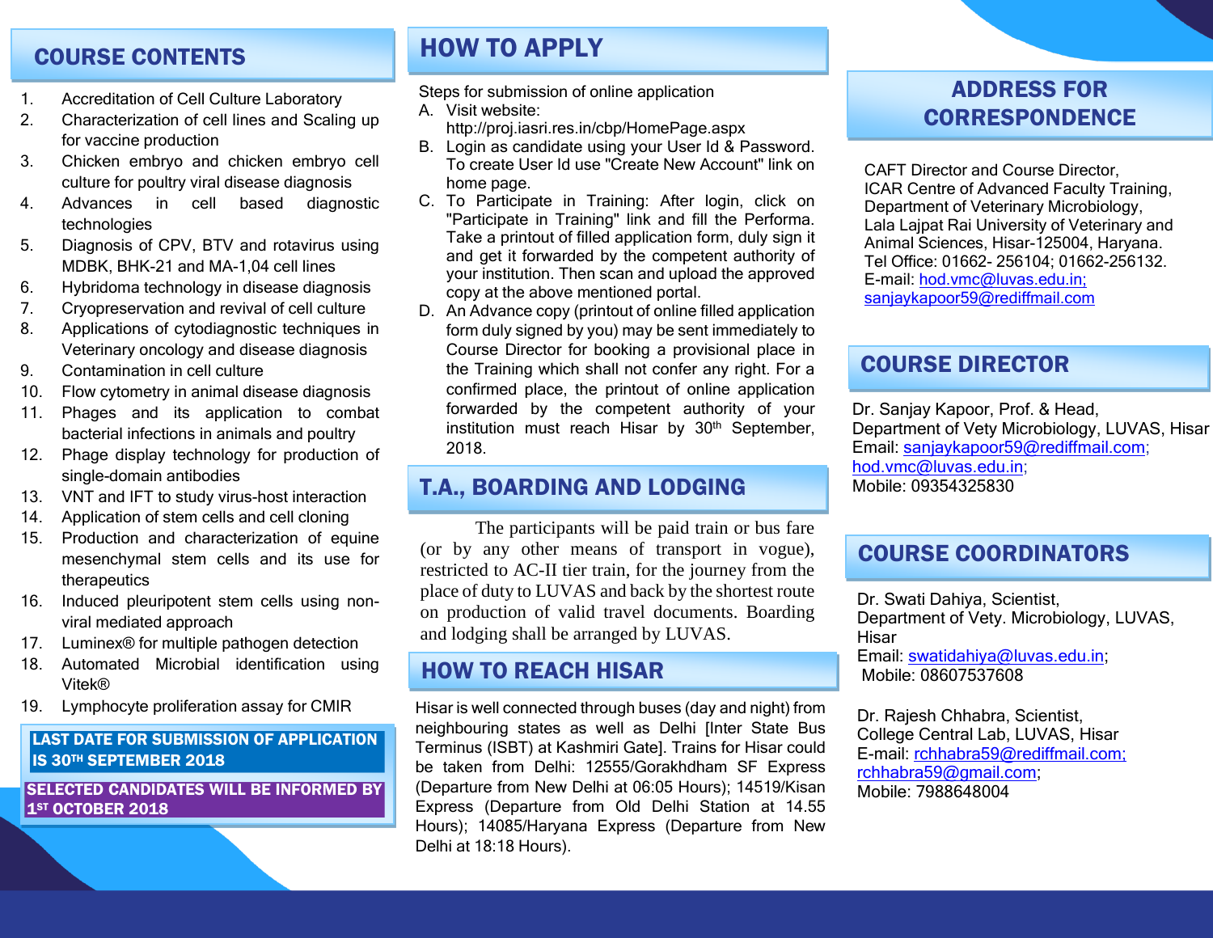## COURSE CONTENTS

1. Accreditation of Cell Culture Laboratory
2. Characterization of cell lines and Scaling up for vaccine production
3. Chicken embryo and chicken embryo cell culture for poultry viral disease diagnosis
4. Advances in cell based diagnostic technologies
5. Diagnosis of CPV, BTV and rotavirus using MDBK, BHK-21 and MA-1,04 cell lines
6. Hybridoma technology in disease diagnosis
7. Cryopreservation and revival of cell culture
8. Applications of cytodiagnostic techniques in Veterinary oncology and disease diagnosis
9. Contamination in cell culture
10. Flow cytometry in animal disease diagnosis
11. Phages and its application to combat bacterial infections in animals and poultry
12. Phage display technology for production of single-domain antibodies
13. VNT and IFT to study virus-host interaction
14. Application of stem cells and cell cloning
15. Production and characterization of equine mesenchymal stem cells and its use for therapeutics
16. Induced pleuripotent stem cells using non-viral mediated approach
17. Luminex® for multiple pathogen detection
18. Automated Microbial identification using Vitek®
19. Lymphocyte proliferation assay for CMIR

**LAST DATE FOR SUBMISSION OF APPLICATION IS 30TH SEPTEMBER 2018**

**SELECTED CANDIDATES WILL BE INFORMED BY 1ST OCTOBER 2018**

## HOW TO APPLY

Steps for submission of online application

A. Visit website: http://proj.iasri.res.in/cbp/HomePage.aspx
B. Login as candidate using your User Id & Password. To create User Id use "Create New Account" link on home page.
C. To Participate in Training: After login, click on "Participate in Training" link and fill the Performa. Take a printout of filled application form, duly sign it and get it forwarded by the competent authority of your institution. Then scan and upload the approved copy at the above mentioned portal.
D. An Advance copy (printout of online filled application form duly signed by you) may be sent immediately to Course Director for booking a provisional place in the Training which shall not confer any right. For a confirmed place, the printout of online application forwarded by the competent authority of your institution must reach Hisar by 30th September, 2018.

## T.A., BOARDING AND LODGING

The participants will be paid train or bus fare (or by any other means of transport in vogue), restricted to AC-II tier train, for the journey from the place of duty to LUVAS and back by the shortest route on production of valid travel documents. Boarding and lodging shall be arranged by LUVAS.

## HOW TO REACH HISAR

Hisar is well connected through buses (day and night) from neighbouring states as well as Delhi [Inter State Bus Terminus (ISBT) at Kashmiri Gate]. Trains for Hisar could be taken from Delhi: 12555/Gorakhdham SF Express (Departure from New Delhi at 06:05 Hours); 14519/Kisan Express (Departure from Old Delhi Station at 14.55 Hours); 14085/Haryana Express (Departure from New Delhi at 18:18 Hours).

## ADDRESS FOR CORRESPONDENCE

CAFT Director and Course Director,
ICAR Centre of Advanced Faculty Training,
Department of Veterinary Microbiology,
Lala Lajpat Rai University of Veterinary and Animal Sciences, Hisar-125004, Haryana.
Tel Office: 01662- 256104; 01662-256132.
E-mail: hod.vmc@luvas.edu.in; sanjaykapoor59@rediffmail.com

## COURSE DIRECTOR

Dr. Sanjay Kapoor, Prof. & Head,
Department of Vety Microbiology, LUVAS, Hisar
Email: sanjaykapoor59@rediffmail.com; hod.vmc@luvas.edu.in;
Mobile: 09354325830

## COURSE COORDINATORS

Dr. Swati Dahiya, Scientist,
Department of Vety. Microbiology, LUVAS, Hisar
Email: swatidahiya@luvas.edu.in;
Mobile: 08607537608

Dr. Rajesh Chhabra, Scientist,
College Central Lab, LUVAS, Hisar
E-mail: rchhabra59@rediffmail.com; rchhabra59@gmail.com;
Mobile: 7988648004